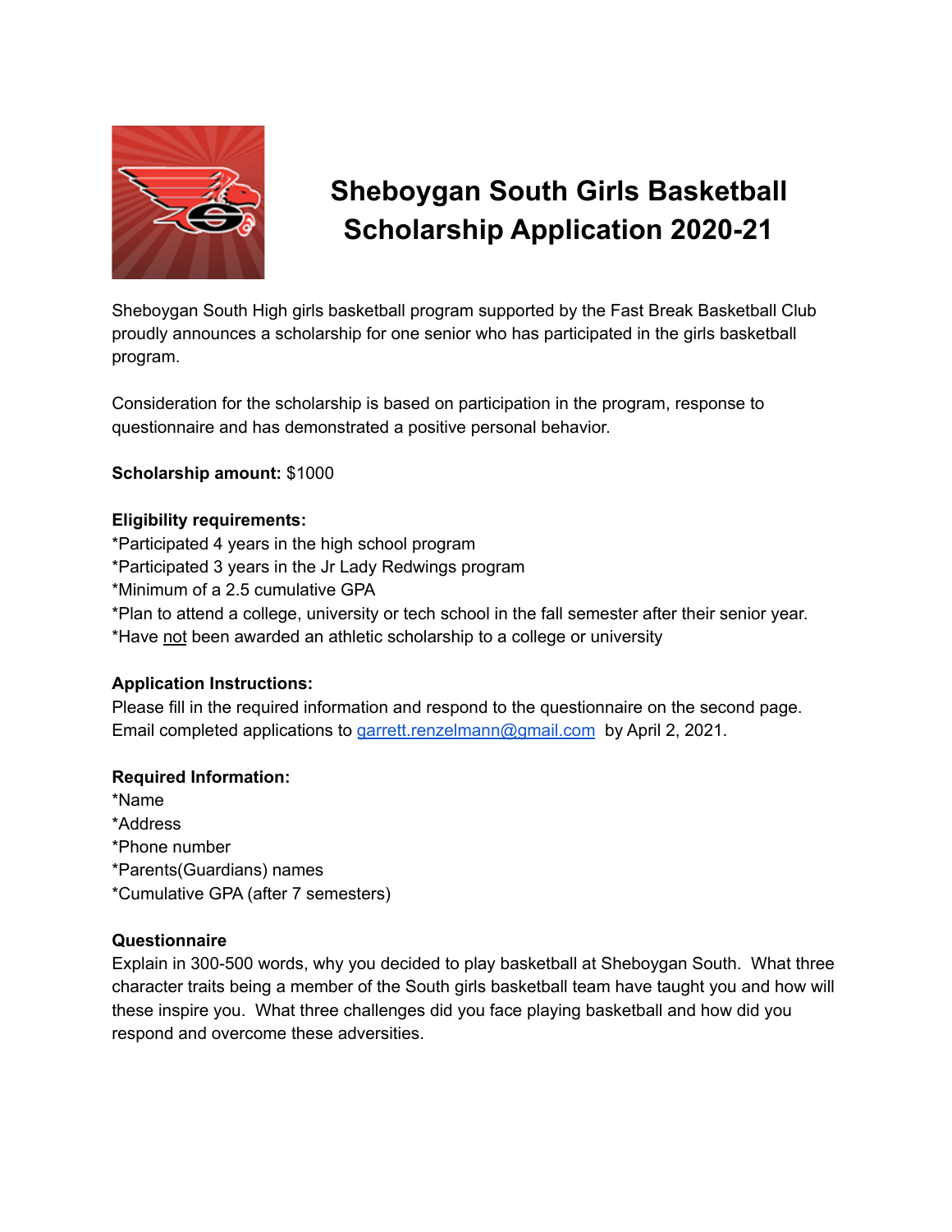# Sheboygan South Girls Basketball Scholarship Application 2020-21

Sheboygan South High girls basketball program supported by the Fast Break Basketball Club proudly announces a scholarship for one senior who has participated in the girls basketball program.

Consideration for the scholarship is based on participation in the program, response to questionnaire and has demonstrated a positive personal behavior.

**Scholarship amount:** $1000

**Eligibility requirements:**

*Participated 4 years in the high school program
*Participated 3 years in the Jr Lady Redwings program
*Minimum of a 2.5 cumulative GPA
*Plan to attend a college, university or tech school in the fall semester after their senior year.
*Have not been awarded an athletic scholarship to a college or university

**Application Instructions:**

Please fill in the required information and respond to the questionnaire on the second page.
Email completed applications to garrett.renzelmann@gmail.com by April 2, 2021.

**Required Information:**

*Name
*Address
*Phone number
*Parents(Guardians) names
*Cumulative GPA (after 7 semesters)

**Questionnaire**

Explain in 300-500 words, why you decided to play basketball at Sheboygan South. What three character traits being a member of the South girls basketball team have taught you and how will these inspire you. What three challenges did you face playing basketball and how did you respond and overcome these adversities.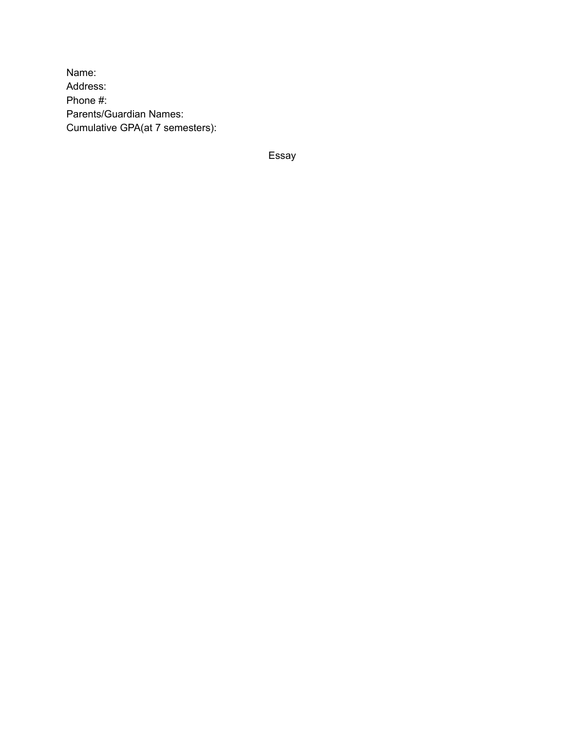Name:
Address:
Phone #:
Parents/Guardian Names:
Cumulative GPA(at 7 semesters):

Essay